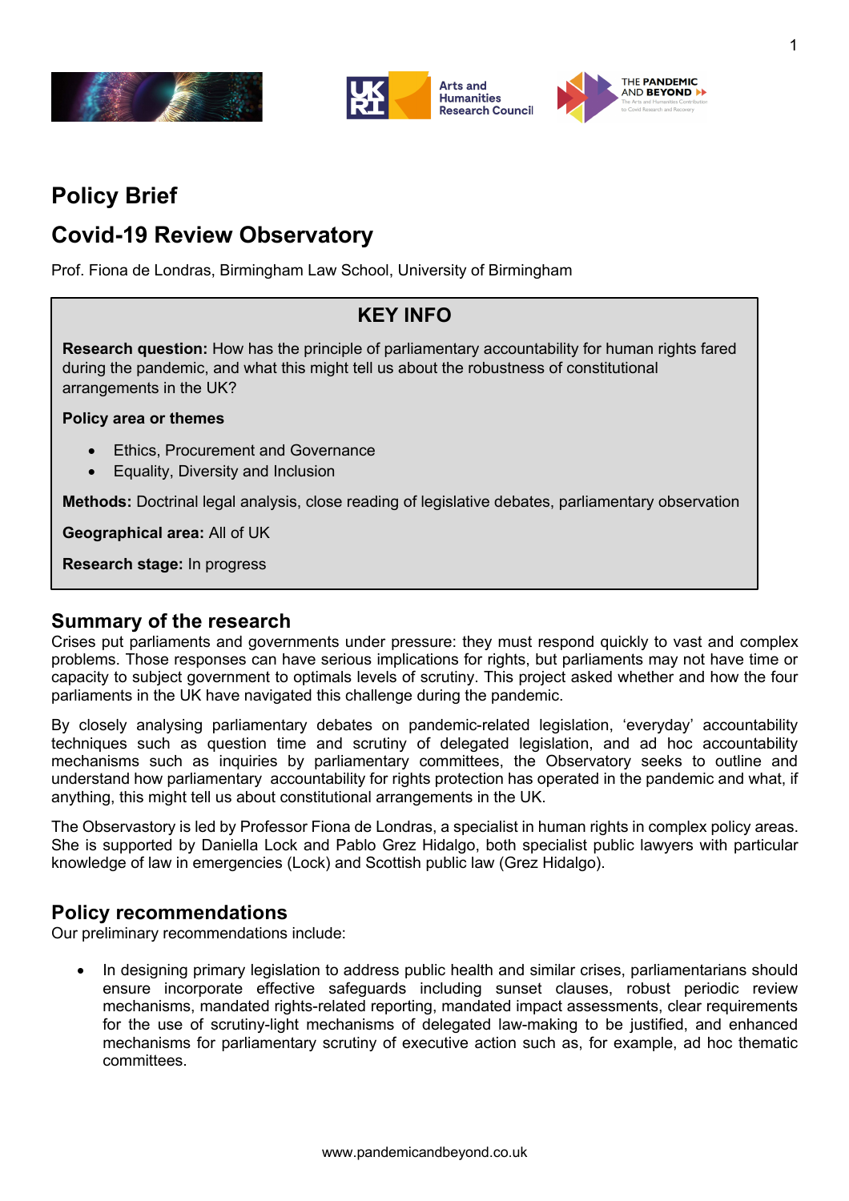# Policy Brief

## Covid-19 Review Observatory

Prof. Fiona de Londras, Birmingham Law School, University of Birmingham

### KEY INFO

**Research question:** How has the principle of parliamentary accountability for human rights fared during the pandemic, and what this might tell us about the robustness of constitutional arrangements in the UK?

**Policy area or themes**

- Ethics, Procurement and Governance
- Equality, Diversity and Inclusion

**Methods:** Doctrinal legal analysis, close reading of legislative debates, parliamentary observation

**Geographical area:** All of UK

**Research stage:** In progress

## Summary of the research

Crises put parliaments and governments under pressure: they must respond quickly to vast and complex problems. Those responses can have serious implications for rights, but parliaments may not have time or capacity to subject government to optimals levels of scrutiny. This project asked whether and how the four parliaments in the UK have navigated this challenge during the pandemic.

By closely analysing parliamentary debates on pandemic-related legislation, 'everyday' accountability techniques such as question time and scrutiny of delegated legislation, and ad hoc accountability mechanisms such as inquiries by parliamentary committees, the Observatory seeks to outline and understand how parliamentary accountability for rights protection has operated in the pandemic and what, if anything, this might tell us about constitutional arrangements in the UK.

The Observastory is led by Professor Fiona de Londras, a specialist in human rights in complex policy areas. She is supported by Daniella Lock and Pablo Grez Hidalgo, both specialist public lawyers with particular knowledge of law in emergencies (Lock) and Scottish public law (Grez Hidalgo).

## Policy recommendations

Our preliminary recommendations include:

- In designing primary legislation to address public health and similar crises, parliamentarians should ensure incorporate effective safeguards including sunset clauses, robust periodic review mechanisms, mandated rights-related reporting, mandated impact assessments, clear requirements for the use of scrutiny-light mechanisms of delegated law-making to be justified, and enhanced mechanisms for parliamentary scrutiny of executive action such as, for example, ad hoc thematic committees.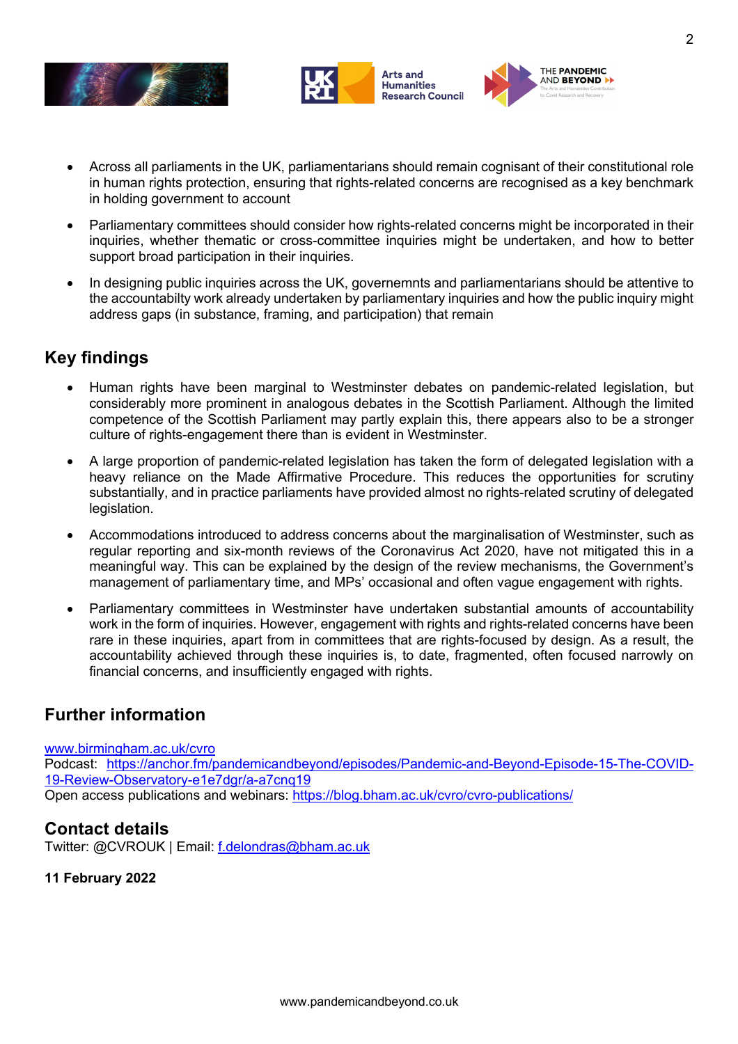- Across all parliaments in the UK, parliamentarians should remain cognisant of their constitutional role in human rights protection, ensuring that rights-related concerns are recognised as a key benchmark in holding government to account
- Parliamentary committees should consider how rights-related concerns might be incorporated in their inquiries, whether thematic or cross-committee inquiries might be undertaken, and how to better support broad participation in their inquiries.
- In designing public inquiries across the UK, governemnts and parliamentarians should be attentive to the accountabilty work already undertaken by parliamentary inquiries and how the public inquiry might address gaps (in substance, framing, and participation) that remain

## Key findings

- Human rights have been marginal to Westminster debates on pandemic-related legislation, but considerably more prominent in analogous debates in the Scottish Parliament. Although the limited competence of the Scottish Parliament may partly explain this, there appears also to be a stronger culture of rights-engagement there than is evident in Westminster.
- A large proportion of pandemic-related legislation has taken the form of delegated legislation with a heavy reliance on the Made Affirmative Procedure. This reduces the opportunities for scrutiny substantially, and in practice parliaments have provided almost no rights-related scrutiny of delegated legislation.
- Accommodations introduced to address concerns about the marginalisation of Westminster, such as regular reporting and six-month reviews of the Coronavirus Act 2020, have not mitigated this in a meaningful way. This can be explained by the design of the review mechanisms, the Government's management of parliamentary time, and MPs' occasional and often vague engagement with rights.
- Parliamentary committees in Westminster have undertaken substantial amounts of accountability work in the form of inquiries. However, engagement with rights and rights-related concerns have been rare in these inquiries, apart from in committees that are rights-focused by design. As a result, the accountability achieved through these inquiries is, to date, fragmented, often focused narrowly on financial concerns, and insufficiently engaged with rights.

## Further information

www.birmingham.ac.uk/cvro
Podcast: https://anchor.fm/pandemicandbeyond/episodes/Pandemic-and-Beyond-Episode-15-The-COVID-19-Review-Observatory-e1e7dgr/a-a7cnq19
Open access publications and webinars: https://blog.bham.ac.uk/cvro/cvro-publications/

## Contact details

Twitter: @CVROUK | Email: f.delondras@bham.ac.uk

**11 February 2022**